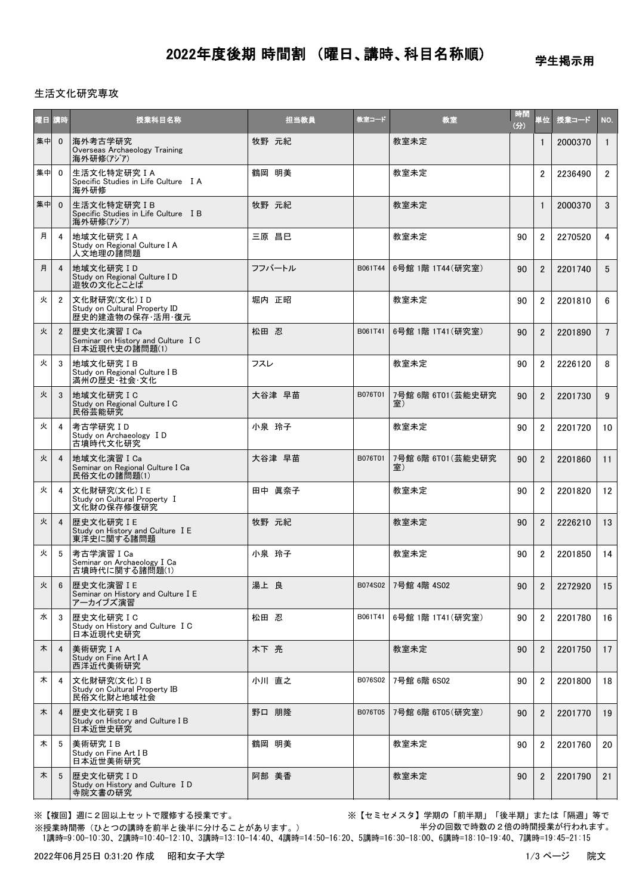# 2022年度後期 時間割 （曜日、講時、科目名称順）

学生掲示用

生活文化研究専攻

| 曜日 | 講時 | 授業科目名称 | 担当教員 | 教室コード | 教室 | 時間(分) | 単位 | 授業コード | NO. |
|---|---|---|---|---|---|---|---|---|---|
| 集中 | 0 | 海外考古学研究<br>Overseas Archaeology Training<br>海外研修(アジア) | 牧野 元紀 | | 教室未定 | | 1 | 2000370 | 1 |
| 集中 | 0 | 生活文化特定研究ＩA<br>Specific Studies in Life Culture ＩA<br>海外研修 | 鶴岡 明美 | | 教室未定 | | 2 | 2236490 | 2 |
| 集中 | 0 | 生活文化特定研究ＩB<br>Specific Studies in Life Culture ＩB<br>海外研修(アジア) | 牧野 元紀 | | 教室未定 | | 1 | 2000370 | 3 |
| 月 | 4 | 地域文化研究ＩA<br>Study on Regional Culture I A<br>人文地理の諸問題 | 三原 昌巳 | | 教室未定 | 90 | 2 | 2270520 | 4 |
| 月 | 4 | 地域文化研究ＩD<br>Study on Regional Culture I D<br>遊牧の文化とことば | フフバートル | B061T44 | 6号館 1階 1T44(研究室) | 90 | 2 | 2201740 | 5 |
| 火 | 2 | 文化財研究(文化)ＩD<br>Study on Cultural Property ID<br>歴史的建造物の保存･活用･復元 | 堀内 正昭 | | 教室未定 | 90 | 2 | 2201810 | 6 |
| 火 | 2 | 歴史文化演習ＩCa<br>Seminar on History and Culture ＩC<br>日本近現代史の諸問題(1) | 松田 忍 | B061T41 | 6号館 1階 1T41(研究室) | 90 | 2 | 2201890 | 7 |
| 火 | 3 | 地域文化研究ＩB<br>Study on Regional Culture I B<br>満州の歴史･社会･文化 | フスレ | | 教室未定 | 90 | 2 | 2226120 | 8 |
| 火 | 3 | 地域文化研究ＩC<br>Study on Regional Culture I C<br>民俗芸能研究 | 大谷津 早苗 | B076T01 | 7号館 6階 6T01(芸能史研究室) | 90 | 2 | 2201730 | 9 |
| 火 | 4 | 考古学研究ＩD<br>Study on Archaeology ＩD<br>古墳時代文化研究 | 小泉 玲子 | | 教室未定 | 90 | 2 | 2201720 | 10 |
| 火 | 4 | 地域文化演習ＩCa<br>Seminar on Regional Culture I Ca<br>民俗文化の諸問題(1) | 大谷津 早苗 | B076T01 | 7号館 6階 6T01(芸能史研究室) | 90 | 2 | 2201860 | 11 |
| 火 | 4 | 文化財研究(文化)ＩE<br>Study on Cultural Property Ｉ<br>文化財の保存修復研究 | 田中 眞奈子 | | 教室未定 | 90 | 2 | 2201820 | 12 |
| 火 | 4 | 歴史文化研究ＩE<br>Study on History and Culture ＩE<br>東洋史に関する諸問題 | 牧野 元紀 | | 教室未定 | 90 | 2 | 2226210 | 13 |
| 火 | 5 | 考古学演習ＩCa<br>Seminar on Archaeology I Ca<br>古墳時代に関する諸問題(1) | 小泉 玲子 | | 教室未定 | 90 | 2 | 2201850 | 14 |
| 火 | 6 | 歴史文化演習ＩE<br>Seminar on History and Culture ＩE<br>アーカイブズ演習 | 湯上 良 | B074S02 | 7号館 4階 4S02 | 90 | 2 | 2272920 | 15 |
| 水 | 3 | 歴史文化研究ＩC<br>Study on History and Culture ＩC<br>日本近現代史研究 | 松田 忍 | B061T41 | 6号館 1階 1T41(研究室) | 90 | 2 | 2201780 | 16 |
| 木 | 4 | 美術研究ＩA<br>Study on Fine Art I A<br>西洋近代美術研究 | 木下 亮 | | 教室未定 | 90 | 2 | 2201750 | 17 |
| 木 | 4 | 文化財研究(文化)ＩB<br>Study on Cultural Property IB<br>民俗文化財と地域社会 | 小川 直之 | B076S02 | 7号館 6階 6S02 | 90 | 2 | 2201800 | 18 |
| 木 | 4 | 歴史文化研究ＩB<br>Study on History and Culture I B<br>日本近世史研究 | 野口 朋隆 | B076T05 | 7号館 6階 6T05(研究室) | 90 | 2 | 2201770 | 19 |
| 木 | 5 | 美術研究ＩB<br>Study on Fine Art I B<br>日本近世美術研究 | 鶴岡 明美 | | 教室未定 | 90 | 2 | 2201760 | 20 |
| 木 | 5 | 歴史文化研究ＩD<br>Study on History and Culture ＩD<br>寺院文書の研究 | 阿部 美香 | | 教室未定 | 90 | 2 | 2201790 | 21 |

※【複回】週に２回以上セットで履修する授業です。

※【セミセメスタ】学期の「前半期」「後半期」または「隔週」等で半分の回数で時数の２倍の時間授業が行われます。

※授業時間帯（ひとつの講時を前半と後半に分けることがあります。）
1講時=9:00-10:30、2講時=10:40-12:10、3講時=13:10-14:40、4講時=14:50-16:20、5講時=16:30-18:00、6講時=18:10-19:40、7講時=19:45-21:15

2022年06月25日 0:31:20 作成　昭和女子大学

院文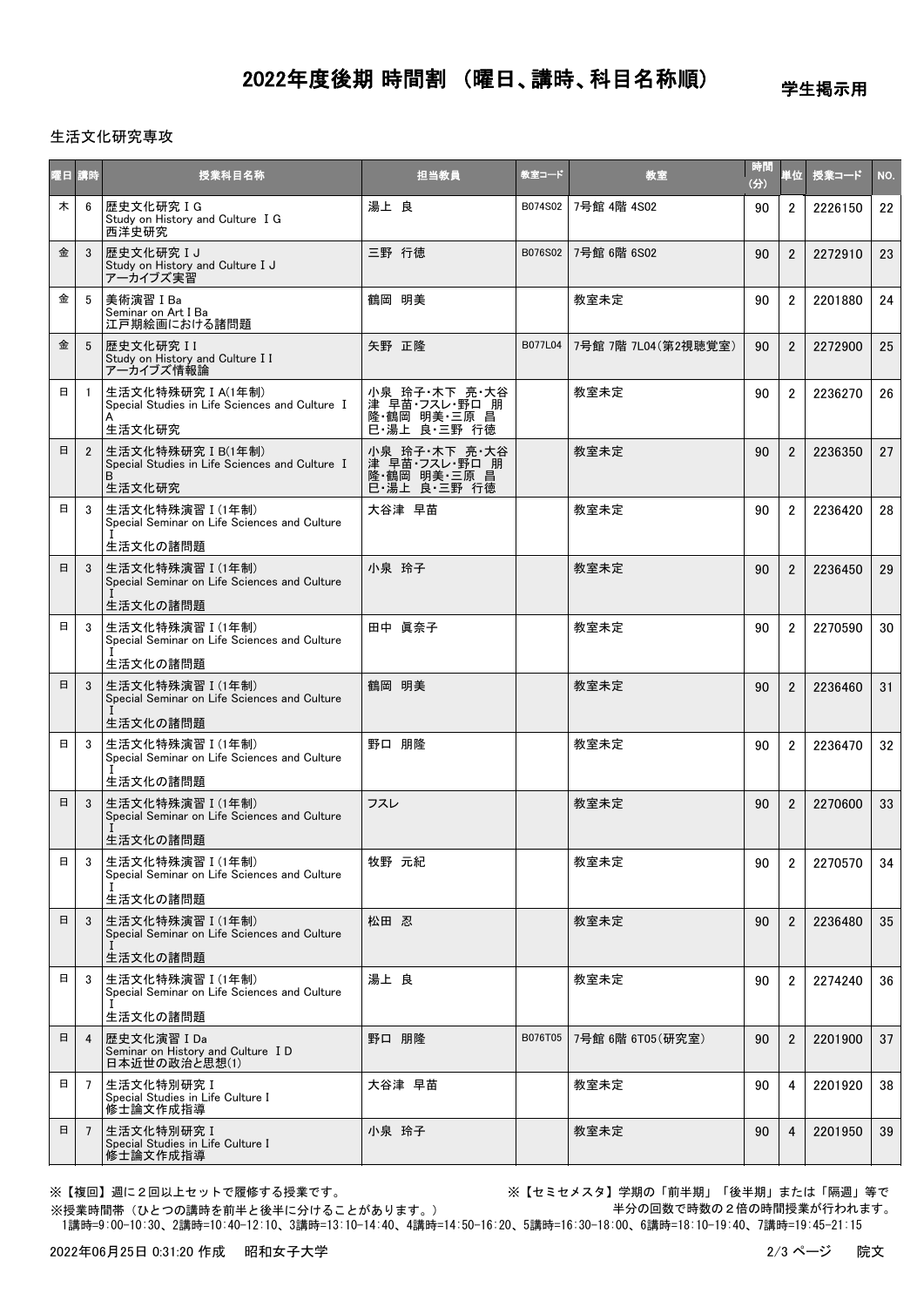# 2022年度後期 時間割 （曜日、講時、科目名称順）

学生掲示用

生活文化研究専攻

| 曜日 | 講時 | 授業科目名称 | 担当教員 | 教室コード | 教室 | 時間(分) | 単位 | 授業コード | NO. |
|---|---|---|---|---|---|---|---|---|---|
| 木 | 6 | 歴史文化研究ⅠG<br>Study on History and Culture ⅠG<br>西洋史研究 | 湯上 良 | B074S02 | 7号館 4階 4S02 | 90 | 2 | 2226150 | 22 |
| 金 | 3 | 歴史文化研究ⅠJ<br>Study on History and Culture ⅠJ<br>アーカイブズ実習 | 三野 行徳 | B076S02 | 7号館 6階 6S02 | 90 | 2 | 2272910 | 23 |
| 金 | 5 | 美術演習ⅠBa<br>Seminar on Art ⅠBa<br>江戸期絵画における諸問題 | 鶴岡 明美 | | 教室未定 | 90 | 2 | 2201880 | 24 |
| 金 | 5 | 歴史文化研究ⅠI<br>Study on History and Culture ⅠI<br>アーカイブズ情報論 | 矢野 正隆 | B077L04 | 7号館 7階 7L04(第2視聴覚室) | 90 | 2 | 2272900 | 25 |
| 日 | 1 | 生活文化特殊研究ⅠA(1年制)<br>Special Studies in Life Sciences and Culture ⅠA<br>生活文化研究 | 小泉 玲子・木下 亮・大谷津 早苗・フスレ・野口 朋隆・鶴岡 明美・三原 昌巳・湯上 良・三野 行徳 | | 教室未定 | 90 | 2 | 2236270 | 26 |
| 日 | 2 | 生活文化特殊研究ⅠB(1年制)<br>Special Studies in Life Sciences and Culture ⅠB<br>生活文化研究 | 小泉 玲子・木下 亮・大谷津 早苗・フスレ・野口 朋隆・鶴岡 明美・三原 昌巳・湯上 良・三野 行徳 | | 教室未定 | 90 | 2 | 2236350 | 27 |
| 日 | 3 | 生活文化特殊演習Ⅰ(1年制)<br>Special Seminar on Life Sciences and Culture Ⅰ<br>生活文化の諸問題 | 大谷津 早苗 | | 教室未定 | 90 | 2 | 2236420 | 28 |
| 日 | 3 | 生活文化特殊演習Ⅰ(1年制)<br>Special Seminar on Life Sciences and Culture Ⅰ<br>生活文化の諸問題 | 小泉 玲子 | | 教室未定 | 90 | 2 | 2236450 | 29 |
| 日 | 3 | 生活文化特殊演習Ⅰ(1年制)<br>Special Seminar on Life Sciences and Culture Ⅰ<br>生活文化の諸問題 | 田中 眞奈子 | | 教室未定 | 90 | 2 | 2270590 | 30 |
| 日 | 3 | 生活文化特殊演習Ⅰ(1年制)<br>Special Seminar on Life Sciences and Culture Ⅰ<br>生活文化の諸問題 | 鶴岡 明美 | | 教室未定 | 90 | 2 | 2236460 | 31 |
| 日 | 3 | 生活文化特殊演習Ⅰ(1年制)<br>Special Seminar on Life Sciences and Culture Ⅰ<br>生活文化の諸問題 | 野口 朋隆 | | 教室未定 | 90 | 2 | 2236470 | 32 |
| 日 | 3 | 生活文化特殊演習Ⅰ(1年制)<br>Special Seminar on Life Sciences and Culture Ⅰ<br>生活文化の諸問題 | フスレ | | 教室未定 | 90 | 2 | 2270600 | 33 |
| 日 | 3 | 生活文化特殊演習Ⅰ(1年制)<br>Special Seminar on Life Sciences and Culture Ⅰ<br>生活文化の諸問題 | 牧野 元紀 | | 教室未定 | 90 | 2 | 2270570 | 34 |
| 日 | 3 | 生活文化特殊演習Ⅰ(1年制)<br>Special Seminar on Life Sciences and Culture Ⅰ<br>生活文化の諸問題 | 松田 忍 | | 教室未定 | 90 | 2 | 2236480 | 35 |
| 日 | 3 | 生活文化特殊演習Ⅰ(1年制)<br>Special Seminar on Life Sciences and Culture Ⅰ<br>生活文化の諸問題 | 湯上 良 | | 教室未定 | 90 | 2 | 2274240 | 36 |
| 日 | 4 | 歴史文化演習ⅠDa<br>Seminar on History and Culture ⅠD<br>日本近世の政治と思想(1) | 野口 朋隆 | B076T05 | 7号館 6階 6T05(研究室) | 90 | 2 | 2201900 | 37 |
| 日 | 7 | 生活文化特別研究Ⅰ<br>Special Studies in Life Culture Ⅰ<br>修士論文作成指導 | 大谷津 早苗 | | 教室未定 | 90 | 4 | 2201920 | 38 |
| 日 | 7 | 生活文化特別研究Ⅰ<br>Special Studies in Life Culture Ⅰ<br>修士論文作成指導 | 小泉 玲子 | | 教室未定 | 90 | 4 | 2201950 | 39 |

※【複回】週に２回以上セットで履修する授業です。

※【セミセメスタ】学期の「前半期」「後半期」または「隔週」等で半分の回数で時数の２倍の時間授業が行われます。

※授業時間帯（ひとつの講時を前半と後半に分けることがあります。）
1講時=9:00-10:30、2講時=10:40-12:10、3講時=13:10-14:40、4講時=14:50-16:20、5講時=16:30-18:00、6講時=18:10-19:40、7講時=19:45-21:15

2022年06月25日 0:31:20 作成　昭和女子大学　院文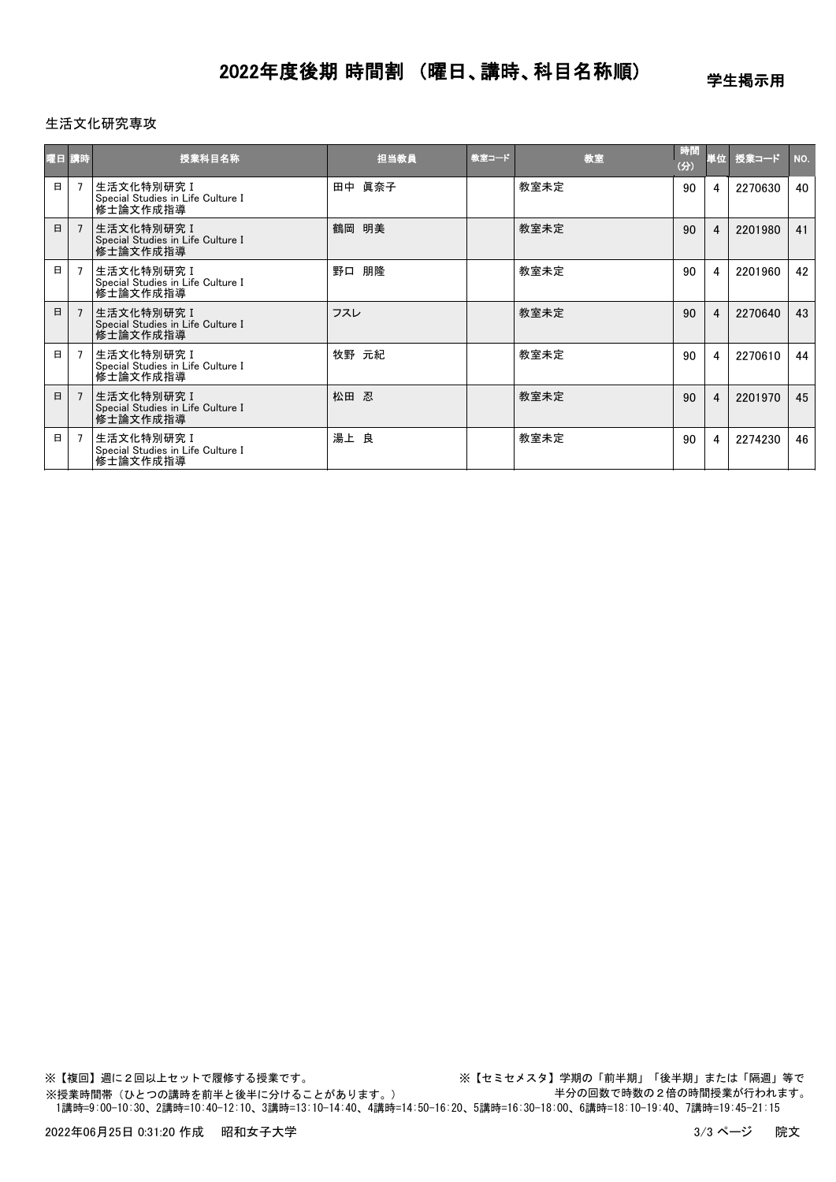# 2022年度後期 時間割 （曜日、講時、科目名称順）

学生掲示用

生活文化研究専攻

| 曜日 | 講時 | 授業科目名称 | 担当教員 | 教室コード | 教室 | 時間(分) | 単位 | 授業コード | NO. |
|---|---|---|---|---|---|---|---|---|---|
| 日 | 7 | 生活文化特別研究Ⅰ<br>Special Studies in Life Culture I<br>修士論文作成指導 | 田中 眞奈子 | | 教室未定 | 90 | 4 | 2270630 | 40 |
| 日 | 7 | 生活文化特別研究Ⅰ<br>Special Studies in Life Culture I<br>修士論文作成指導 | 鶴岡 明美 | | 教室未定 | 90 | 4 | 2201980 | 41 |
| 日 | 7 | 生活文化特別研究Ⅰ<br>Special Studies in Life Culture I<br>修士論文作成指導 | 野口 朋隆 | | 教室未定 | 90 | 4 | 2201960 | 42 |
| 日 | 7 | 生活文化特別研究Ⅰ<br>Special Studies in Life Culture I<br>修士論文作成指導 | フスレ | | 教室未定 | 90 | 4 | 2270640 | 43 |
| 日 | 7 | 生活文化特別研究Ⅰ<br>Special Studies in Life Culture I<br>修士論文作成指導 | 牧野 元紀 | | 教室未定 | 90 | 4 | 2270610 | 44 |
| 日 | 7 | 生活文化特別研究Ⅰ<br>Special Studies in Life Culture I<br>修士論文作成指導 | 松田 忍 | | 教室未定 | 90 | 4 | 2201970 | 45 |
| 日 | 7 | 生活文化特別研究Ⅰ<br>Special Studies in Life Culture I<br>修士論文作成指導 | 湯上 良 | | 教室未定 | 90 | 4 | 2274230 | 46 |

※【複回】週に２回以上セットで履修する授業です。

※【セミセメスタ】学期の「前半期」「後半期」または「隔週」等で半分の回数で時数の２倍の時間授業が行われます。

※授業時間帯（ひとつの講時を前半と後半に分けることがあります。）

1講時=9:00-10:30、2講時=10:40-12:10、3講時=13:10-14:40、4講時=14:50-16:20、5講時=16:30-18:00、6講時=18:10-19:40、7講時=19:45-21:15

2022年06月25日 0:31:20 作成 昭和女子大学 院文